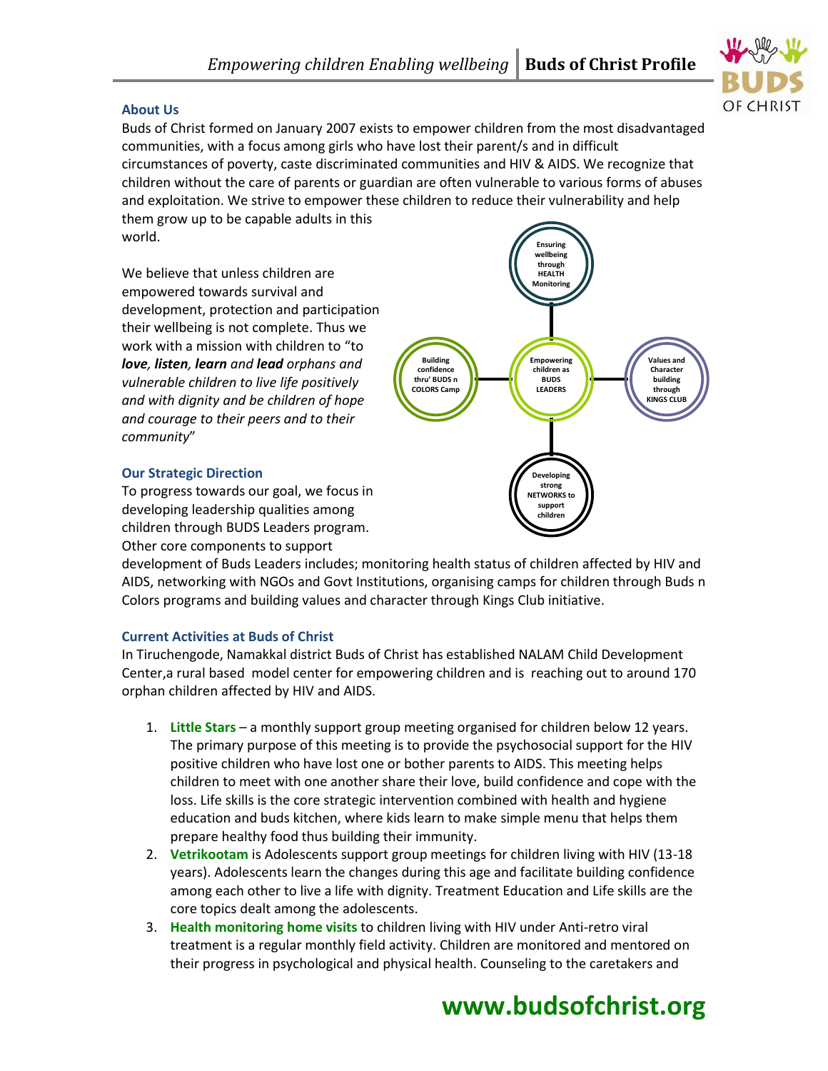## About Us

Buds of Christ formed on January 2007 exists to empower children from the most disadvantaged communities, with a focus among girls who have lost their parent/s and in difficult circumstances of poverty, caste discriminated communities and HIV & AIDS. We recognize that children without the care of parents or guardian are often vulnerable to various forms of abuses and exploitation. We strive to empower these children to reduce their vulnerability and help them grow up to be capable adults in this world.

We believe that unless children are empowered towards survival and development, protection and participation their wellbeing is not complete. Thus we work with a mission with children to "to ***love, listen, learn*** *and* ***lead*** *orphans and vulnerable children to live life positively and with dignity and be children of hope and courage to their peers and to their community*"

- Empowering children as BUDS LEADERS
  - Ensuring wellbeing through HEALTH Monitoring
  - Building confidence thru' BUDS n COLORS Camp
  - Values and Character building through KINGS CLUB
  - Developing strong NETWORKS to support children

## Our Strategic Direction

To progress towards our goal, we focus in developing leadership qualities among children through BUDS Leaders program. Other core components to support development of Buds Leaders includes; monitoring health status of children affected by HIV and AIDS, networking with NGOs and Govt Institutions, organising camps for children through Buds n Colors programs and building values and character through Kings Club initiative.

## Current Activities at Buds of Christ

In Tiruchengode, Namakkal district Buds of Christ has established NALAM Child Development Center,a rural based model center for empowering children and is reaching out to around 170 orphan children affected by HIV and AIDS.

1. **Little Stars** – a monthly support group meeting organised for children below 12 years. The primary purpose of this meeting is to provide the psychosocial support for the HIV positive children who have lost one or bother parents to AIDS. This meeting helps children to meet with one another share their love, build confidence and cope with the loss. Life skills is the core strategic intervention combined with health and hygiene education and buds kitchen, where kids learn to make simple menu that helps them prepare healthy food thus building their immunity.
2. **Vetrikootam** is Adolescents support group meetings for children living with HIV (13-18 years). Adolescents learn the changes during this age and facilitate building confidence among each other to live a life with dignity. Treatment Education and Life skills are the core topics dealt among the adolescents.
3. **Health monitoring home visits** to children living with HIV under Anti-retro viral treatment is a regular monthly field activity. Children are monitored and mentored on their progress in psychological and physical health. Counseling to the caretakers and

**www.budsofchrist.org**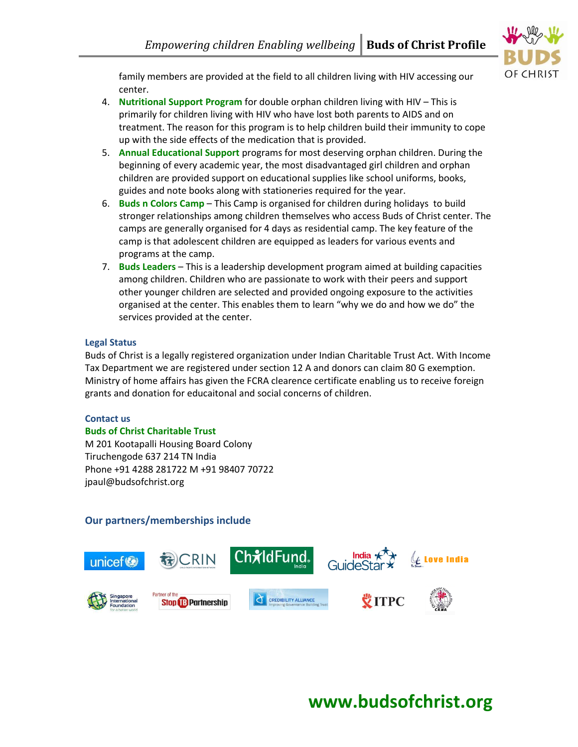family members are provided at the field to all children living with HIV accessing our center.

4. **Nutritional Support Program** for double orphan children living with HIV – This is primarily for children living with HIV who have lost both parents to AIDS and on treatment. The reason for this program is to help children build their immunity to cope up with the side effects of the medication that is provided.
5. **Annual Educational Support** programs for most deserving orphan children. During the beginning of every academic year, the most disadvantaged girl children and orphan children are provided support on educational supplies like school uniforms, books, guides and note books along with stationeries required for the year.
6. **Buds n Colors Camp** – This Camp is organised for children during holidays to build stronger relationships among children themselves who access Buds of Christ center. The camps are generally organised for 4 days as residential camp. The key feature of the camp is that adolescent children are equipped as leaders for various events and programs at the camp.
7. **Buds Leaders** – This is a leadership development program aimed at building capacities among children. Children who are passionate to work with their peers and support other younger children are selected and provided ongoing exposure to the activities organised at the center. This enables them to learn "why we do and how we do" the services provided at the center.

### Legal Status

Buds of Christ is a legally registered organization under Indian Charitable Trust Act. With Income Tax Department we are registered under section 12 A and donors can claim 80 G exemption. Ministry of home affairs has given the FCRA clearence certificate enabling us to receive foreign grants and donation for educaitonal and social concerns of children.

### Contact us

**Buds of Christ Charitable Trust**
M 201 Kootapalli Housing Board Colony
Tiruchengode 637 214 TN India
Phone +91 4288 281722 M +91 98407 70722
jpaul@budsofchrist.org

### Our partners/memberships include

unicef
CRIN
ChildFund India
India GuideStar
Love India
Singapore International Foundation
Partner of the Stop TB Partnership
CREDIBILITY ALLIANCE
ITPC
CANA

**www.budsofchrist.org**